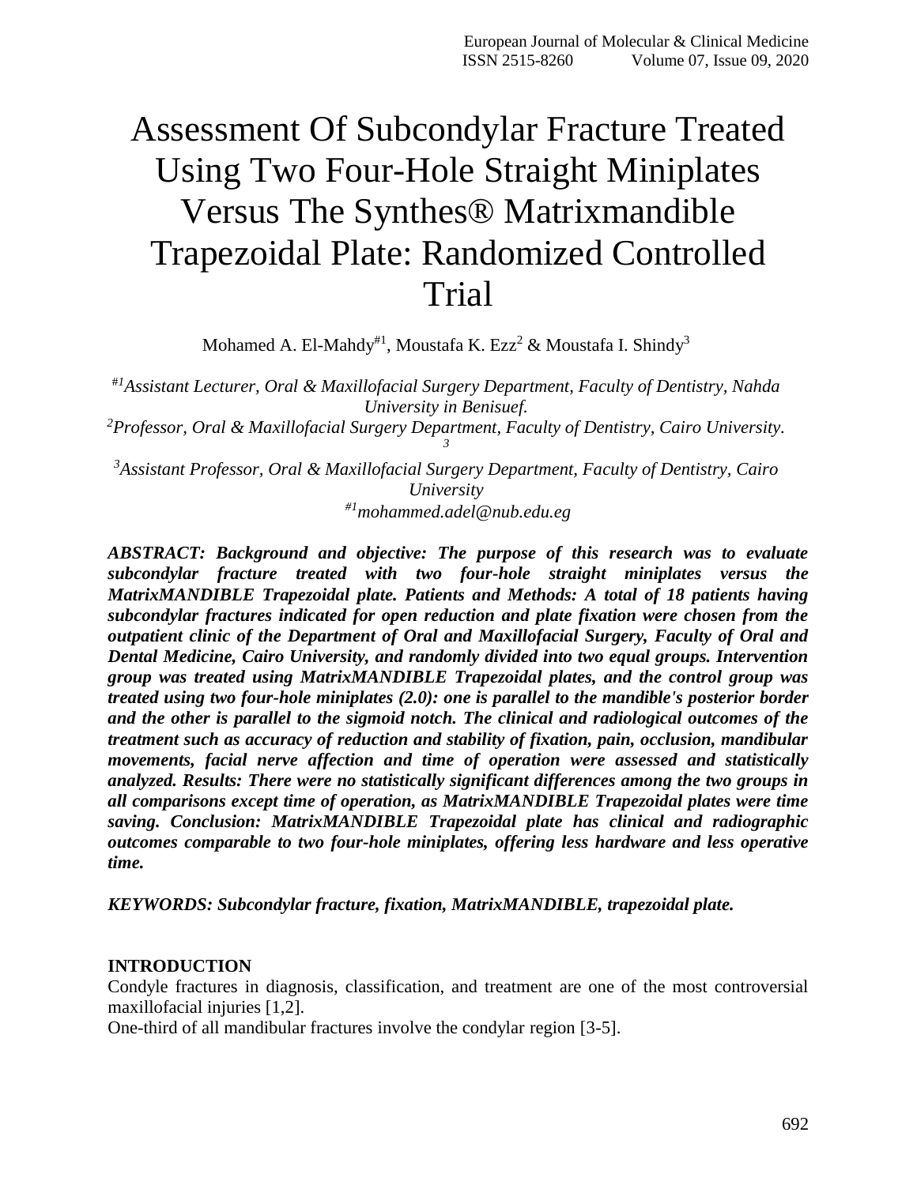# Assessment Of Subcondylar Fracture Treated Using Two Four-Hole Straight Miniplates Versus The Synthes® Matrixmandible Trapezoidal Plate: Randomized Controlled Trial

Mohamed A. El-Mahdy[#1], Moustafa K. Ezz[2] & Moustafa I. Shindy[3]

*[#1]Assistant Lecturer, Oral & Maxillofacial Surgery Department, Faculty of Dentistry, Nahda University in Benisuef.*

*[2]Professor, Oral & Maxillofacial Surgery Department, Faculty of Dentistry, Cairo University.* [3]

*[3]Assistant Professor, Oral & Maxillofacial Surgery Department, Faculty of Dentistry, Cairo University*

*[#1]mohammed.adel@nub.edu.eg*

***ABSTRACT: Background and objective: The purpose of this research was to evaluate subcondylar fracture treated with two four-hole straight miniplates versus the MatrixMANDIBLE Trapezoidal plate. Patients and Methods: A total of 18 patients having subcondylar fractures indicated for open reduction and plate fixation were chosen from the outpatient clinic of the Department of Oral and Maxillofacial Surgery, Faculty of Oral and Dental Medicine, Cairo University, and randomly divided into two equal groups. Intervention group was treated using MatrixMANDIBLE Trapezoidal plates, and the control group was treated using two four-hole miniplates (2.0): one is parallel to the mandible's posterior border and the other is parallel to the sigmoid notch. The clinical and radiological outcomes of the treatment such as accuracy of reduction and stability of fixation, pain, occlusion, mandibular movements, facial nerve affection and time of operation were assessed and statistically analyzed. Results: There were no statistically significant differences among the two groups in all comparisons except time of operation, as MatrixMANDIBLE Trapezoidal plates were time saving. Conclusion: MatrixMANDIBLE Trapezoidal plate has clinical and radiographic outcomes comparable to two four-hole miniplates, offering less hardware and less operative time.***

***KEYWORDS: Subcondylar fracture, fixation, MatrixMANDIBLE, trapezoidal plate.***

## INTRODUCTION

Condyle fractures in diagnosis, classification, and treatment are one of the most controversial maxillofacial injuries [1,2].

One-third of all mandibular fractures involve the condylar region [3-5].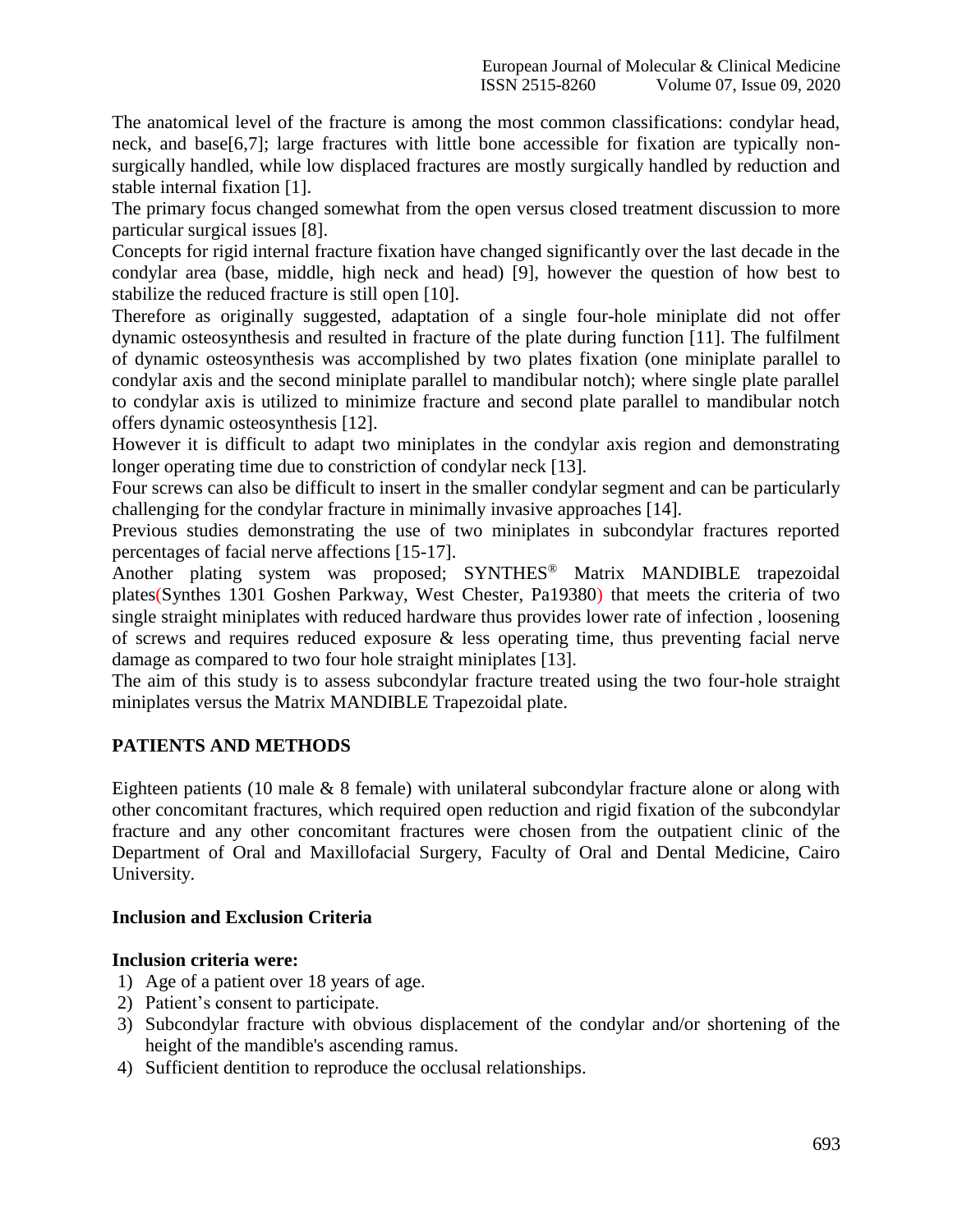The anatomical level of the fracture is among the most common classifications: condylar head, neck, and base[6,7]; large fractures with little bone accessible for fixation are typically non-surgically handled, while low displaced fractures are mostly surgically handled by reduction and stable internal fixation [1].

The primary focus changed somewhat from the open versus closed treatment discussion to more particular surgical issues [8].

Concepts for rigid internal fracture fixation have changed significantly over the last decade in the condylar area (base, middle, high neck and head) [9], however the question of how best to stabilize the reduced fracture is still open [10].

Therefore as originally suggested, adaptation of a single four-hole miniplate did not offer dynamic osteosynthesis and resulted in fracture of the plate during function [11]. The fulfilment of dynamic osteosynthesis was accomplished by two plates fixation (one miniplate parallel to condylar axis and the second miniplate parallel to mandibular notch); where single plate parallel to condylar axis is utilized to minimize fracture and second plate parallel to mandibular notch offers dynamic osteosynthesis [12].

However it is difficult to adapt two miniplates in the condylar axis region and demonstrating longer operating time due to constriction of condylar neck [13].

Four screws can also be difficult to insert in the smaller condylar segment and can be particularly challenging for the condylar fracture in minimally invasive approaches [14].

Previous studies demonstrating the use of two miniplates in subcondylar fractures reported percentages of facial nerve affections [15-17].

Another plating system was proposed; SYNTHES® Matrix MANDIBLE trapezoidal plates(Synthes 1301 Goshen Parkway, West Chester, Pa19380) that meets the criteria of two single straight miniplates with reduced hardware thus provides lower rate of infection , loosening of screws and requires reduced exposure & less operating time, thus preventing facial nerve damage as compared to two four hole straight miniplates [13].

The aim of this study is to assess subcondylar fracture treated using the two four-hole straight miniplates versus the Matrix MANDIBLE Trapezoidal plate.

## PATIENTS AND METHODS

Eighteen patients (10 male & 8 female) with unilateral subcondylar fracture alone or along with other concomitant fractures, which required open reduction and rigid fixation of the subcondylar fracture and any other concomitant fractures were chosen from the outpatient clinic of the Department of Oral and Maxillofacial Surgery, Faculty of Oral and Dental Medicine, Cairo University.

### Inclusion and Exclusion Criteria

**Inclusion criteria were:**

1) Age of a patient over 18 years of age.
2) Patient's consent to participate.
3) Subcondylar fracture with obvious displacement of the condylar and/or shortening of the height of the mandible's ascending ramus.
4) Sufficient dentition to reproduce the occlusal relationships.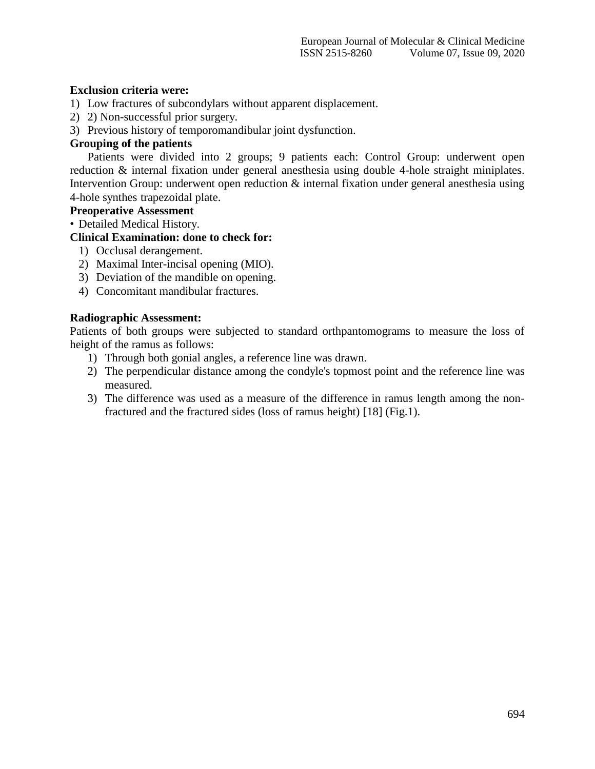**Exclusion criteria were:**

1) Low fractures of subcondylars without apparent displacement.
2) 2) Non-successful prior surgery.
3) Previous history of temporomandibular joint dysfunction.

**Grouping of the patients**

Patients were divided into 2 groups; 9 patients each: Control Group: underwent open reduction & internal fixation under general anesthesia using double 4-hole straight miniplates. Intervention Group: underwent open reduction & internal fixation under general anesthesia using 4-hole synthes trapezoidal plate.

**Preoperative Assessment**

- Detailed Medical History.

**Clinical Examination: done to check for:**

1) Occlusal derangement.
2) Maximal Inter-incisal opening (MIO).
3) Deviation of the mandible on opening.
4) Concomitant mandibular fractures.

**Radiographic Assessment:**

Patients of both groups were subjected to standard orthpantomograms to measure the loss of height of the ramus as follows:

1) Through both gonial angles, a reference line was drawn.
2) The perpendicular distance among the condyle's topmost point and the reference line was measured.
3) The difference was used as a measure of the difference in ramus length among the non-fractured and the fractured sides (loss of ramus height) [18] (Fig.1).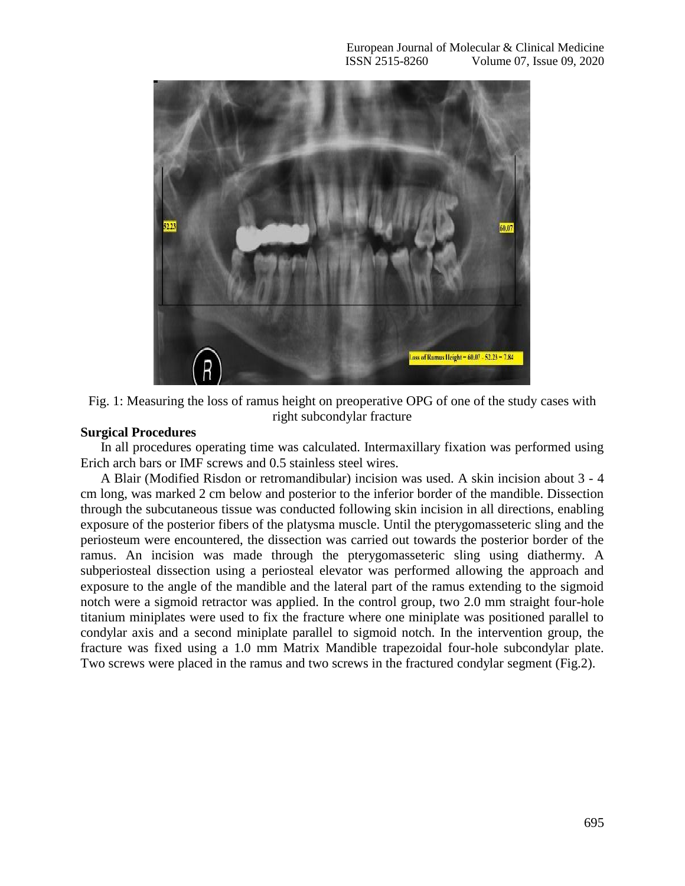Fig. 1: Measuring the loss of ramus height on preoperative OPG of one of the study cases with right subcondylar fracture

**Surgical Procedures**

In all procedures operating time was calculated. Intermaxillary fixation was performed using Erich arch bars or IMF screws and 0.5 stainless steel wires.

A Blair (Modified Risdon or retromandibular) incision was used. A skin incision about 3 - 4 cm long, was marked 2 cm below and posterior to the inferior border of the mandible. Dissection through the subcutaneous tissue was conducted following skin incision in all directions, enabling exposure of the posterior fibers of the platysma muscle. Until the pterygomasseteric sling and the periosteum were encountered, the dissection was carried out towards the posterior border of the ramus. An incision was made through the pterygomasseteric sling using diathermy. A subperiosteal dissection using a periosteal elevator was performed allowing the approach and exposure to the angle of the mandible and the lateral part of the ramus extending to the sigmoid notch were a sigmoid retractor was applied. In the control group, two 2.0 mm straight four-hole titanium miniplates were used to fix the fracture where one miniplate was positioned parallel to condylar axis and a second miniplate parallel to sigmoid notch. In the intervention group, the fracture was fixed using a 1.0 mm Matrix Mandible trapezoidal four-hole subcondylar plate. Two screws were placed in the ramus and two screws in the fractured condylar segment (Fig.2).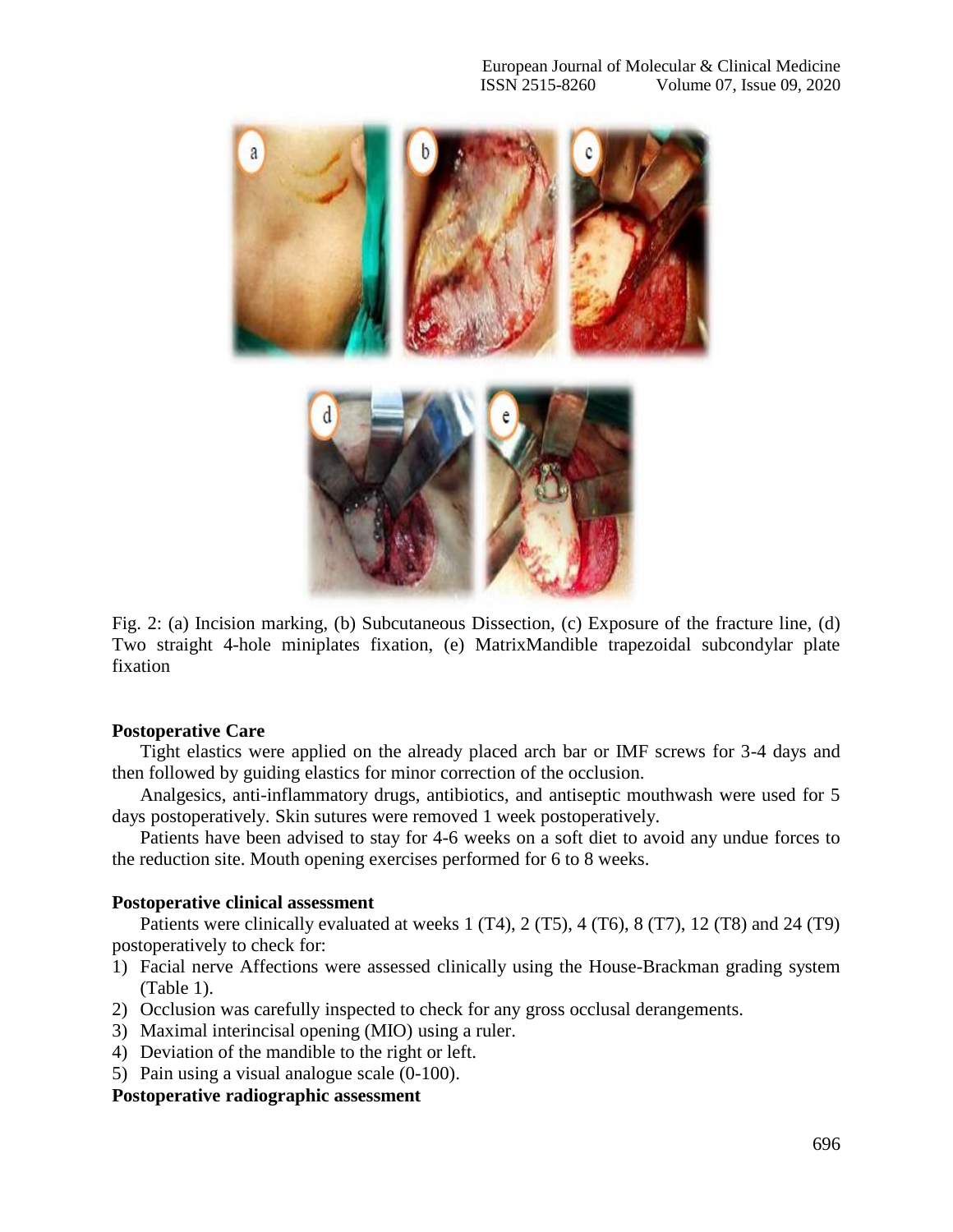Fig. 2: (a) Incision marking, (b) Subcutaneous Dissection, (c) Exposure of the fracture line, (d) Two straight 4-hole miniplates fixation, (e) MatrixMandible trapezoidal subcondylar plate fixation

**Postoperative Care**

Tight elastics were applied on the already placed arch bar or IMF screws for 3-4 days and then followed by guiding elastics for minor correction of the occlusion.

Analgesics, anti-inflammatory drugs, antibiotics, and antiseptic mouthwash were used for 5 days postoperatively. Skin sutures were removed 1 week postoperatively.

Patients have been advised to stay for 4-6 weeks on a soft diet to avoid any undue forces to the reduction site. Mouth opening exercises performed for 6 to 8 weeks.

**Postoperative clinical assessment**

Patients were clinically evaluated at weeks 1 (T4), 2 (T5), 4 (T6), 8 (T7), 12 (T8) and 24 (T9) postoperatively to check for:

1) Facial nerve Affections were assessed clinically using the House-Brackman grading system (Table 1).
2) Occlusion was carefully inspected to check for any gross occlusal derangements.
3) Maximal interincisal opening (MIO) using a ruler.
4) Deviation of the mandible to the right or left.
5) Pain using a visual analogue scale (0-100).

**Postoperative radiographic assessment**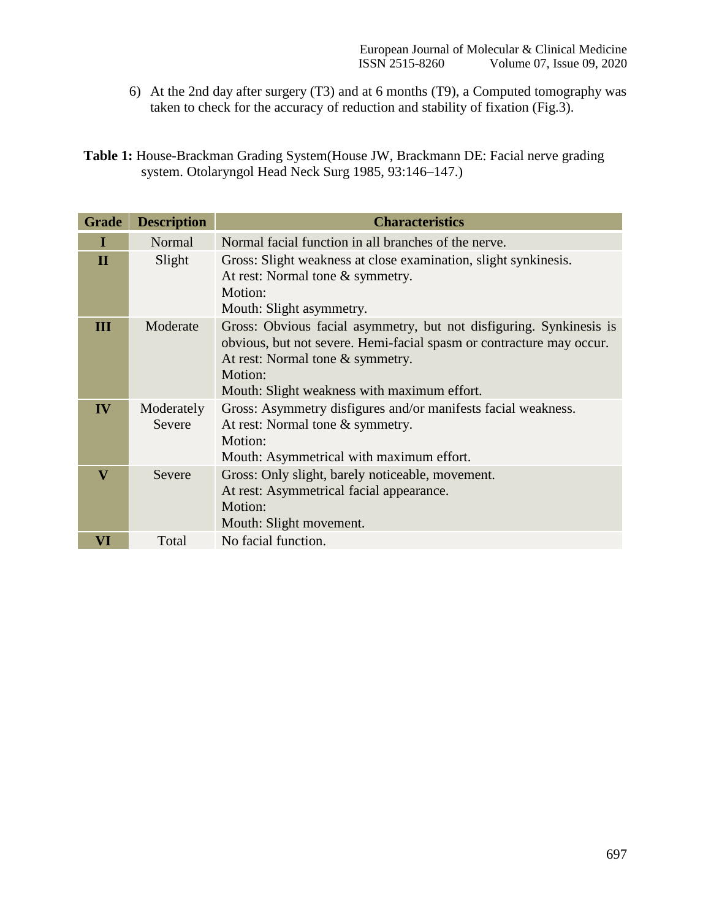6) At the 2nd day after surgery (T3) and at 6 months (T9), a Computed tomography was taken to check for the accuracy of reduction and stability of fixation (Fig.3).

**Table 1:** House-Brackman Grading System(House JW, Brackmann DE: Facial nerve grading system. Otolaryngol Head Neck Surg 1985, 93:146–147.)

| Grade | Description | Characteristics |
|---|---|---|
| I | Normal | Normal facial function in all branches of the nerve. |
| II | Slight | Gross: Slight weakness at close examination, slight synkinesis.<br>At rest: Normal tone & symmetry.<br>Motion:<br>Mouth: Slight asymmetry. |
| III | Moderate | Gross: Obvious facial asymmetry, but not disfiguring. Synkinesis is obvious, but not severe. Hemi-facial spasm or contracture may occur.<br>At rest: Normal tone & symmetry.<br>Motion:<br>Mouth: Slight weakness with maximum effort. |
| IV | Moderately Severe | Gross: Asymmetry disfigures and/or manifests facial weakness.<br>At rest: Normal tone & symmetry.<br>Motion:<br>Mouth: Asymmetrical with maximum effort. |
| V | Severe | Gross: Only slight, barely noticeable, movement.<br>At rest: Asymmetrical facial appearance.<br>Motion:<br>Mouth: Slight movement. |
| VI | Total | No facial function. |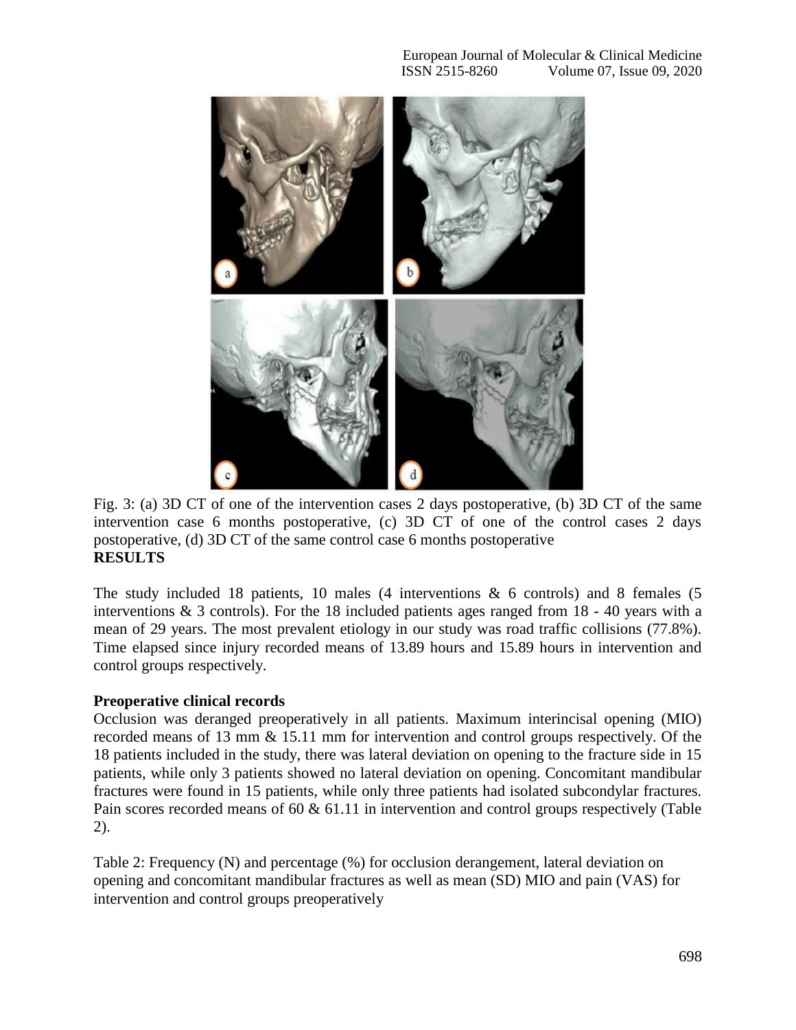Fig. 3: (a) 3D CT of one of the intervention cases 2 days postoperative, (b) 3D CT of the same intervention case 6 months postoperative, (c) 3D CT of one of the control cases 2 days postoperative, (d) 3D CT of the same control case 6 months postoperative

## RESULTS

The study included 18 patients, 10 males (4 interventions & 6 controls) and 8 females (5 interventions & 3 controls). For the 18 included patients ages ranged from 18 - 40 years with a mean of 29 years. The most prevalent etiology in our study was road traffic collisions (77.8%). Time elapsed since injury recorded means of 13.89 hours and 15.89 hours in intervention and control groups respectively.

### Preoperative clinical records

Occlusion was deranged preoperatively in all patients. Maximum interincisal opening (MIO) recorded means of 13 mm & 15.11 mm for intervention and control groups respectively. Of the 18 patients included in the study, there was lateral deviation on opening to the fracture side in 15 patients, while only 3 patients showed no lateral deviation on opening. Concomitant mandibular fractures were found in 15 patients, while only three patients had isolated subcondylar fractures. Pain scores recorded means of 60 & 61.11 in intervention and control groups respectively (Table 2).

Table 2: Frequency (N) and percentage (%) for occlusion derangement, lateral deviation on opening and concomitant mandibular fractures as well as mean (SD) MIO and pain (VAS) for intervention and control groups preoperatively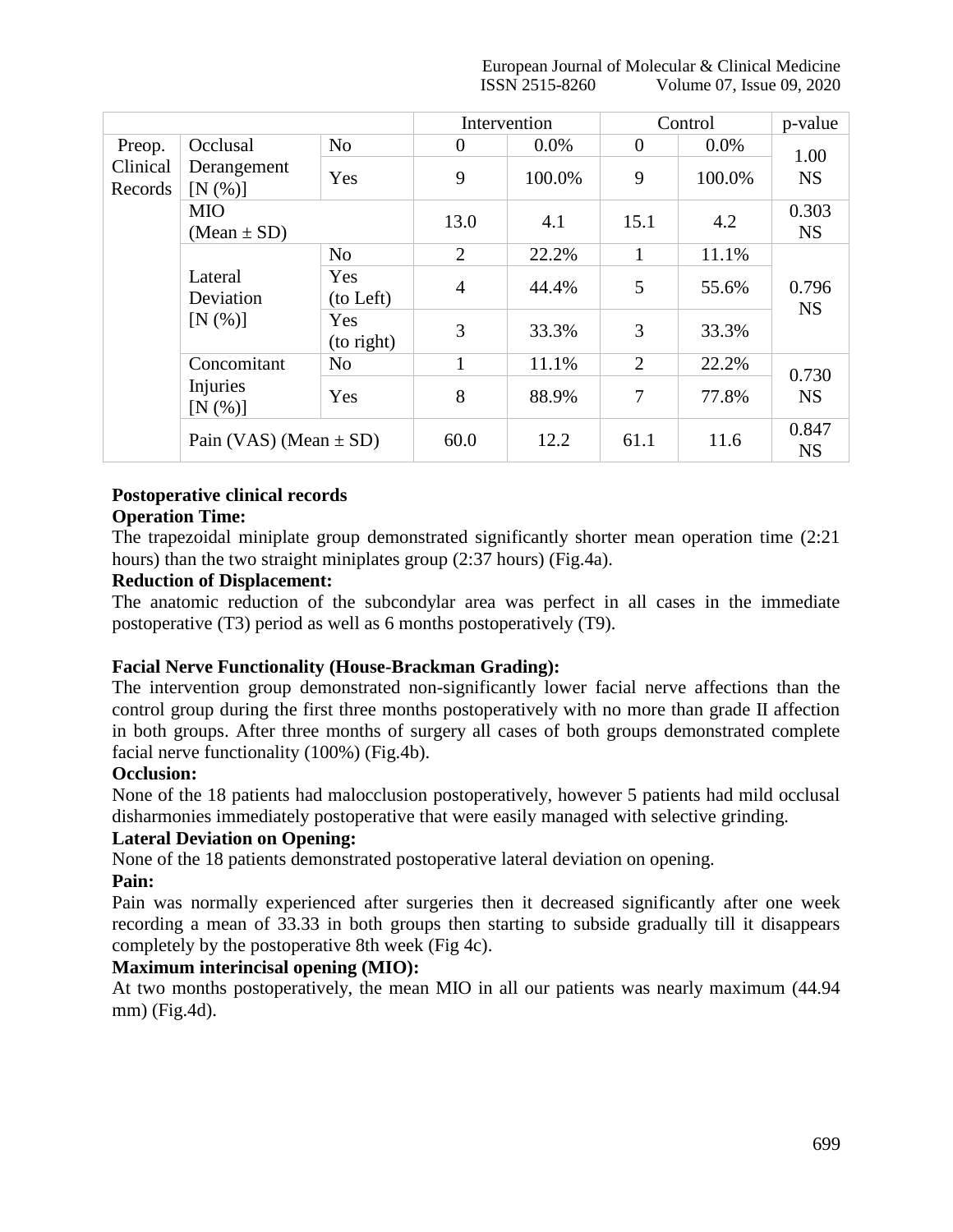| | | | Intervention | | Control | | p-value |
|---|---|---|---|---|---|---|---|
| Preop. Clinical Records | Occlusal Derangement [N (%)] | No | 0 | 0.0% | 0 | 0.0% | 1.00 NS |
| | | Yes | 9 | 100.0% | 9 | 100.0% | |
| | MIO (Mean ± SD) | | 13.0 | 4.1 | 15.1 | 4.2 | 0.303 NS |
| | Lateral Deviation [N (%)] | No | 2 | 22.2% | 1 | 11.1% | 0.796 NS |
| | | Yes (to Left) | 4 | 44.4% | 5 | 55.6% | |
| | | Yes (to right) | 3 | 33.3% | 3 | 33.3% | |
| | Concomitant Injuries [N (%)] | No | 1 | 11.1% | 2 | 22.2% | 0.730 NS |
| | | Yes | 8 | 88.9% | 7 | 77.8% | |
| | Pain (VAS) (Mean ± SD) | | 60.0 | 12.2 | 61.1 | 11.6 | 0.847 NS |

**Postoperative clinical records**

**Operation Time:**

The trapezoidal miniplate group demonstrated significantly shorter mean operation time (2:21 hours) than the two straight miniplates group (2:37 hours) (Fig.4a).

**Reduction of Displacement:**

The anatomic reduction of the subcondylar area was perfect in all cases in the immediate postoperative (T3) period as well as 6 months postoperatively (T9).

**Facial Nerve Functionality (House-Brackman Grading):**

The intervention group demonstrated non-significantly lower facial nerve affections than the control group during the first three months postoperatively with no more than grade II affection in both groups. After three months of surgery all cases of both groups demonstrated complete facial nerve functionality (100%) (Fig.4b).

**Occlusion:**

None of the 18 patients had malocclusion postoperatively, however 5 patients had mild occlusal disharmonies immediately postoperative that were easily managed with selective grinding.

**Lateral Deviation on Opening:**

None of the 18 patients demonstrated postoperative lateral deviation on opening.

**Pain:**

Pain was normally experienced after surgeries then it decreased significantly after one week recording a mean of 33.33 in both groups then starting to subside gradually till it disappears completely by the postoperative 8th week (Fig 4c).

**Maximum interincisal opening (MIO):**

At two months postoperatively, the mean MIO in all our patients was nearly maximum (44.94 mm) (Fig.4d).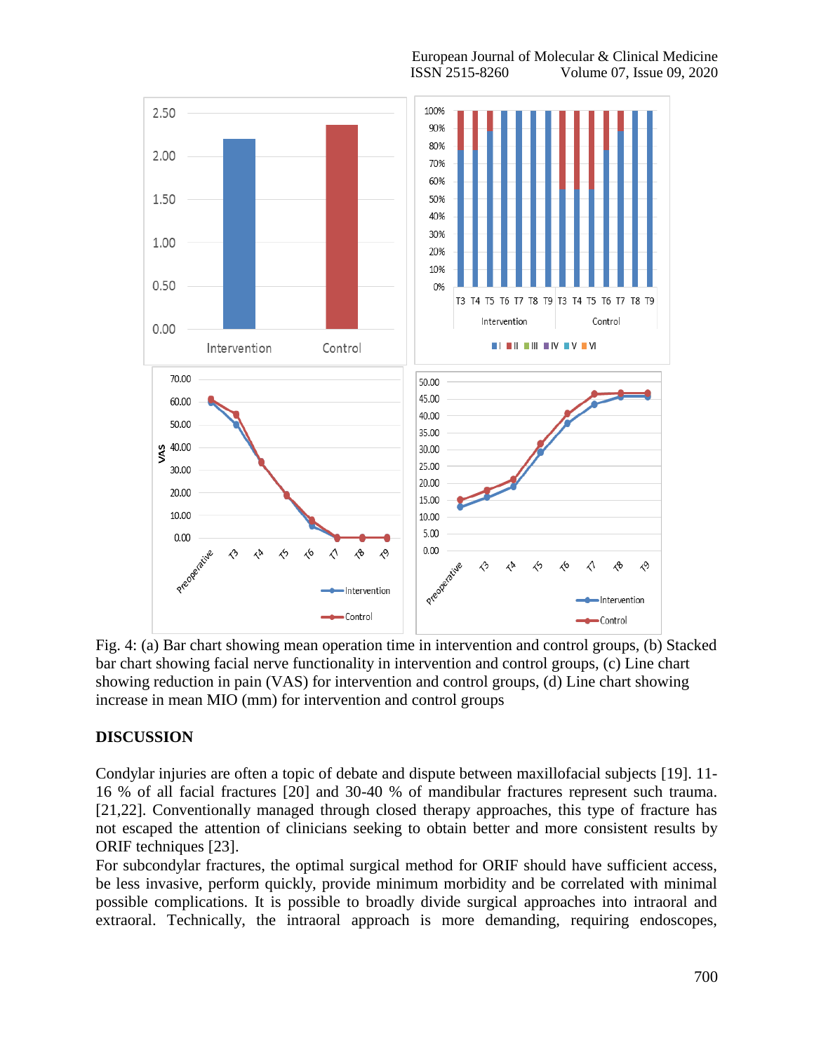Fig. 4: (a) Bar chart showing mean operation time in intervention and control groups, (b) Stacked bar chart showing facial nerve functionality in intervention and control groups, (c) Line chart showing reduction in pain (VAS) for intervention and control groups, (d) Line chart showing increase in mean MIO (mm) for intervention and control groups

## DISCUSSION

Condylar injuries are often a topic of debate and dispute between maxillofacial subjects [19]. 11-16 % of all facial fractures [20] and 30-40 % of mandibular fractures represent such trauma. [21,22]. Conventionally managed through closed therapy approaches, this type of fracture has not escaped the attention of clinicians seeking to obtain better and more consistent results by ORIF techniques [23].

For subcondylar fractures, the optimal surgical method for ORIF should have sufficient access, be less invasive, perform quickly, provide minimum morbidity and be correlated with minimal possible complications. It is possible to broadly divide surgical approaches into intraoral and extraoral. Technically, the intraoral approach is more demanding, requiring endoscopes,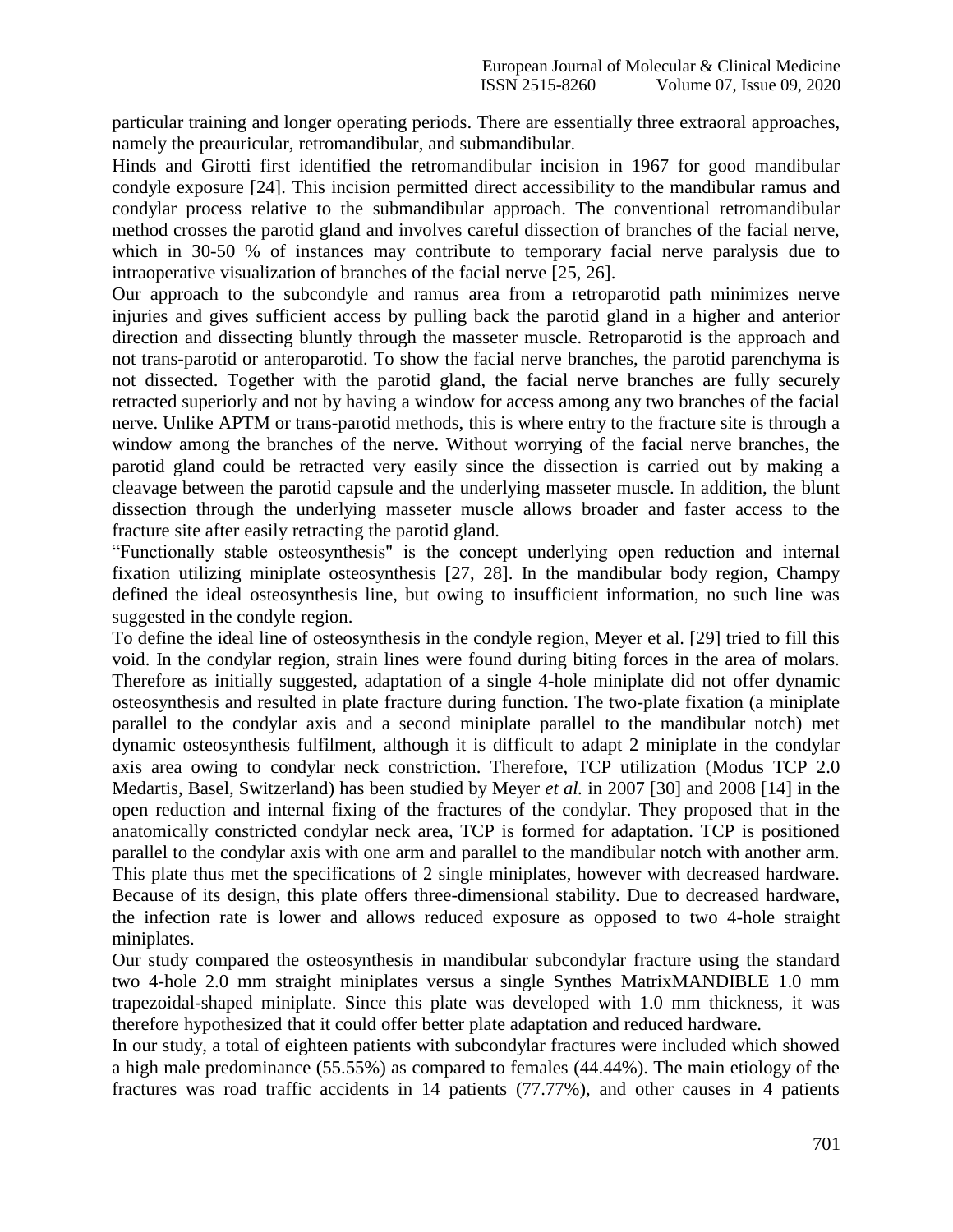particular training and longer operating periods. There are essentially three extraoral approaches, namely the preauricular, retromandibular, and submandibular.

Hinds and Girotti first identified the retromandibular incision in 1967 for good mandibular condyle exposure [24]. This incision permitted direct accessibility to the mandibular ramus and condylar process relative to the submandibular approach. The conventional retromandibular method crosses the parotid gland and involves careful dissection of branches of the facial nerve, which in 30-50 % of instances may contribute to temporary facial nerve paralysis due to intraoperative visualization of branches of the facial nerve [25, 26].

Our approach to the subcondyle and ramus area from a retroparotid path minimizes nerve injuries and gives sufficient access by pulling back the parotid gland in a higher and anterior direction and dissecting bluntly through the masseter muscle. Retroparotid is the approach and not trans-parotid or anteroparotid. To show the facial nerve branches, the parotid parenchyma is not dissected. Together with the parotid gland, the facial nerve branches are fully securely retracted superiorly and not by having a window for access among any two branches of the facial nerve. Unlike APTM or trans-parotid methods, this is where entry to the fracture site is through a window among the branches of the nerve. Without worrying of the facial nerve branches, the parotid gland could be retracted very easily since the dissection is carried out by making a cleavage between the parotid capsule and the underlying masseter muscle. In addition, the blunt dissection through the underlying masseter muscle allows broader and faster access to the fracture site after easily retracting the parotid gland.

"Functionally stable osteosynthesis" is the concept underlying open reduction and internal fixation utilizing miniplate osteosynthesis [27, 28]. In the mandibular body region, Champy defined the ideal osteosynthesis line, but owing to insufficient information, no such line was suggested in the condyle region.

To define the ideal line of osteosynthesis in the condyle region, Meyer et al. [29] tried to fill this void. In the condylar region, strain lines were found during biting forces in the area of molars. Therefore as initially suggested, adaptation of a single 4-hole miniplate did not offer dynamic osteosynthesis and resulted in plate fracture during function. The two-plate fixation (a miniplate parallel to the condylar axis and a second miniplate parallel to the mandibular notch) met dynamic osteosynthesis fulfilment, although it is difficult to adapt 2 miniplate in the condylar axis area owing to condylar neck constriction. Therefore, TCP utilization (Modus TCP 2.0 Medartis, Basel, Switzerland) has been studied by Meyer *et al.* in 2007 [30] and 2008 [14] in the open reduction and internal fixing of the fractures of the condylar. They proposed that in the anatomically constricted condylar neck area, TCP is formed for adaptation. TCP is positioned parallel to the condylar axis with one arm and parallel to the mandibular notch with another arm. This plate thus met the specifications of 2 single miniplates, however with decreased hardware. Because of its design, this plate offers three-dimensional stability. Due to decreased hardware, the infection rate is lower and allows reduced exposure as opposed to two 4-hole straight miniplates.

Our study compared the osteosynthesis in mandibular subcondylar fracture using the standard two 4-hole 2.0 mm straight miniplates versus a single Synthes MatrixMANDIBLE 1.0 mm trapezoidal-shaped miniplate. Since this plate was developed with 1.0 mm thickness, it was therefore hypothesized that it could offer better plate adaptation and reduced hardware.

In our study, a total of eighteen patients with subcondylar fractures were included which showed a high male predominance (55.55%) as compared to females (44.44%). The main etiology of the fractures was road traffic accidents in 14 patients (77.77%), and other causes in 4 patients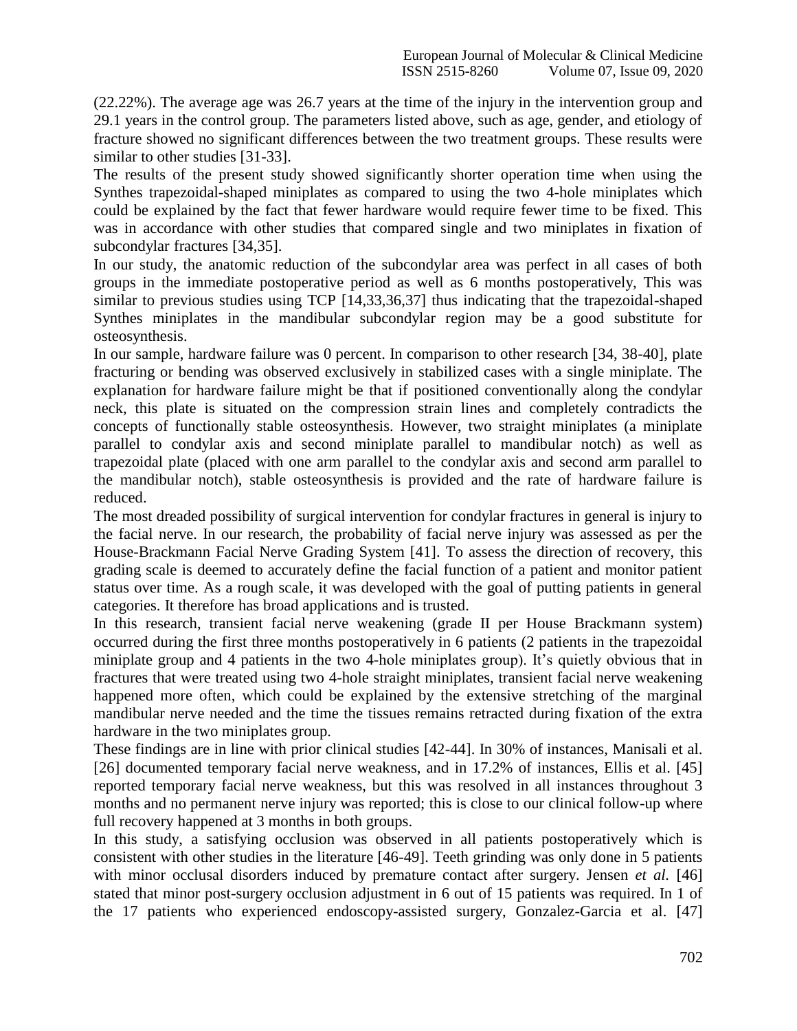(22.22%). The average age was 26.7 years at the time of the injury in the intervention group and 29.1 years in the control group. The parameters listed above, such as age, gender, and etiology of fracture showed no significant differences between the two treatment groups. These results were similar to other studies [31-33].

The results of the present study showed significantly shorter operation time when using the Synthes trapezoidal-shaped miniplates as compared to using the two 4-hole miniplates which could be explained by the fact that fewer hardware would require fewer time to be fixed. This was in accordance with other studies that compared single and two miniplates in fixation of subcondylar fractures [34,35].

In our study, the anatomic reduction of the subcondylar area was perfect in all cases of both groups in the immediate postoperative period as well as 6 months postoperatively, This was similar to previous studies using TCP [14,33,36,37] thus indicating that the trapezoidal-shaped Synthes miniplates in the mandibular subcondylar region may be a good substitute for osteosynthesis.

In our sample, hardware failure was 0 percent. In comparison to other research [34, 38-40], plate fracturing or bending was observed exclusively in stabilized cases with a single miniplate. The explanation for hardware failure might be that if positioned conventionally along the condylar neck, this plate is situated on the compression strain lines and completely contradicts the concepts of functionally stable osteosynthesis. However, two straight miniplates (a miniplate parallel to condylar axis and second miniplate parallel to mandibular notch) as well as trapezoidal plate (placed with one arm parallel to the condylar axis and second arm parallel to the mandibular notch), stable osteosynthesis is provided and the rate of hardware failure is reduced.

The most dreaded possibility of surgical intervention for condylar fractures in general is injury to the facial nerve. In our research, the probability of facial nerve injury was assessed as per the House-Brackmann Facial Nerve Grading System [41]. To assess the direction of recovery, this grading scale is deemed to accurately define the facial function of a patient and monitor patient status over time. As a rough scale, it was developed with the goal of putting patients in general categories. It therefore has broad applications and is trusted.

In this research, transient facial nerve weakening (grade II per House Brackmann system) occurred during the first three months postoperatively in 6 patients (2 patients in the trapezoidal miniplate group and 4 patients in the two 4-hole miniplates group). It's quitely obvious that in fractures that were treated using two 4-hole straight miniplates, transient facial nerve weakening happened more often, which could be explained by the extensive stretching of the marginal mandibular nerve needed and the time the tissues remains retracted during fixation of the extra hardware in the two miniplates group.

These findings are in line with prior clinical studies [42-44]. In 30% of instances, Manisali et al. [26] documented temporary facial nerve weakness, and in 17.2% of instances, Ellis et al. [45] reported temporary facial nerve weakness, but this was resolved in all instances throughout 3 months and no permanent nerve injury was reported; this is close to our clinical follow-up where full recovery happened at 3 months in both groups.

In this study, a satisfying occlusion was observed in all patients postoperatively which is consistent with other studies in the literature [46-49]. Teeth grinding was only done in 5 patients with minor occlusal disorders induced by premature contact after surgery. Jensen *et al.* [46] stated that minor post-surgery occlusion adjustment in 6 out of 15 patients was required. In 1 of the 17 patients who experienced endoscopy-assisted surgery, Gonzalez-Garcia et al. [47]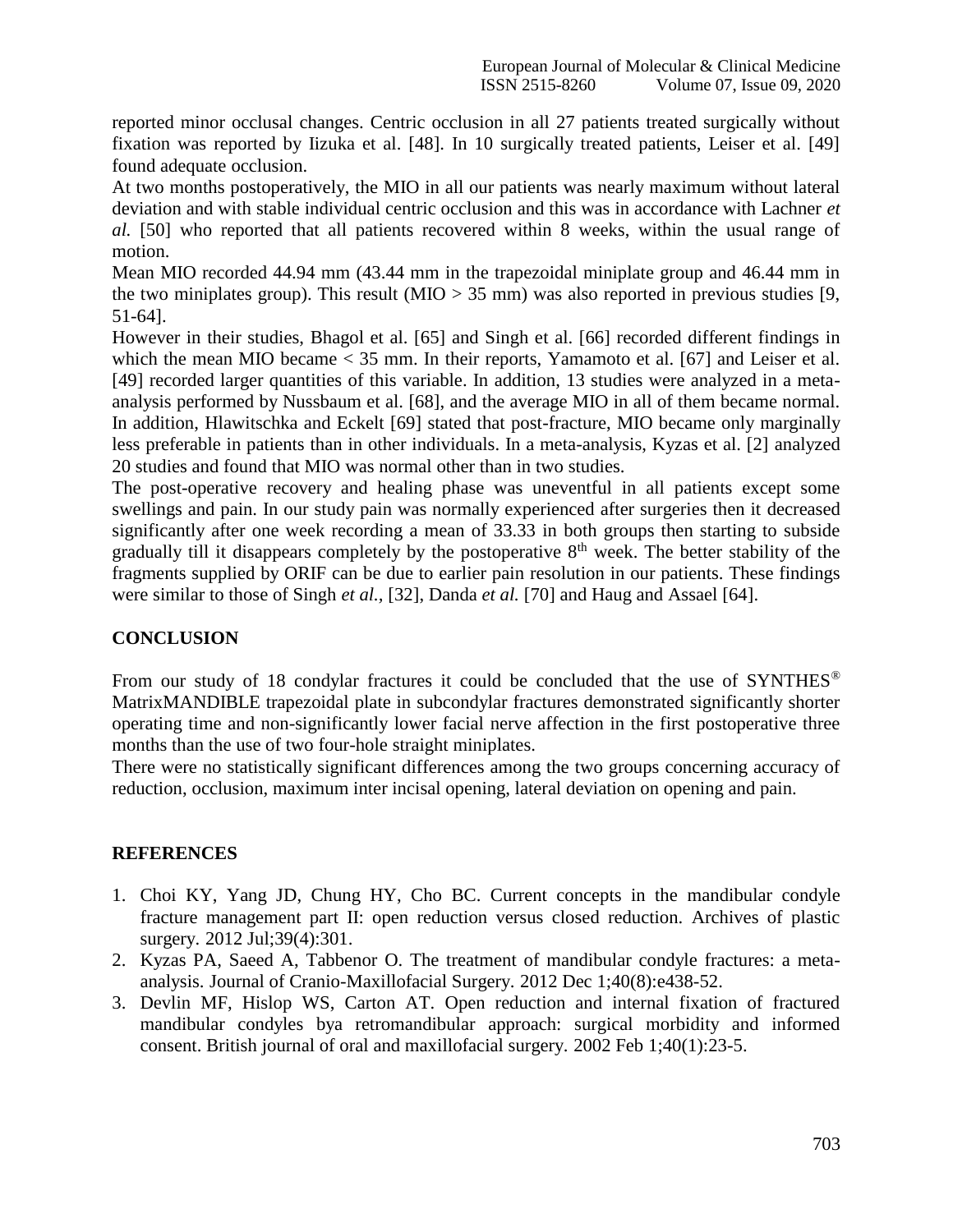reported minor occlusal changes. Centric occlusion in all 27 patients treated surgically without fixation was reported by Iizuka et al. [48]. In 10 surgically treated patients, Leiser et al. [49] found adequate occlusion.

At two months postoperatively, the MIO in all our patients was nearly maximum without lateral deviation and with stable individual centric occlusion and this was in accordance with Lachner *et al.* [50] who reported that all patients recovered within 8 weeks, within the usual range of motion.

Mean MIO recorded 44.94 mm (43.44 mm in the trapezoidal miniplate group and 46.44 mm in the two miniplates group). This result (MIO > 35 mm) was also reported in previous studies [9, 51-64].

However in their studies, Bhagol et al. [65] and Singh et al. [66] recorded different findings in which the mean MIO became < 35 mm. In their reports, Yamamoto et al. [67] and Leiser et al. [49] recorded larger quantities of this variable. In addition, 13 studies were analyzed in a meta-analysis performed by Nussbaum et al. [68], and the average MIO in all of them became normal. In addition, Hlawitschka and Eckelt [69] stated that post-fracture, MIO became only marginally less preferable in patients than in other individuals. In a meta-analysis, Kyzas et al. [2] analyzed 20 studies and found that MIO was normal other than in two studies.

The post-operative recovery and healing phase was uneventful in all patients except some swellings and pain. In our study pain was normally experienced after surgeries then it decreased significantly after one week recording a mean of 33.33 in both groups then starting to subside gradually till it disappears completely by the postoperative 8th week. The better stability of the fragments supplied by ORIF can be due to earlier pain resolution in our patients. These findings were similar to those of Singh *et al.*, [32], Danda *et al.* [70] and Haug and Assael [64].

## CONCLUSION

From our study of 18 condylar fractures it could be concluded that the use of SYNTHES® MatrixMANDIBLE trapezoidal plate in subcondylar fractures demonstrated significantly shorter operating time and non-significantly lower facial nerve affection in the first postoperative three months than the use of two four-hole straight miniplates.

There were no statistically significant differences among the two groups concerning accuracy of reduction, occlusion, maximum inter incisal opening, lateral deviation on opening and pain.

## REFERENCES

1. Choi KY, Yang JD, Chung HY, Cho BC. Current concepts in the mandibular condyle fracture management part II: open reduction versus closed reduction. Archives of plastic surgery. 2012 Jul;39(4):301.
2. Kyzas PA, Saeed A, Tabbenor O. The treatment of mandibular condyle fractures: a meta-analysis. Journal of Cranio-Maxillofacial Surgery. 2012 Dec 1;40(8):e438-52.
3. Devlin MF, Hislop WS, Carton AT. Open reduction and internal fixation of fractured mandibular condyles bya retromandibular approach: surgical morbidity and informed consent. British journal of oral and maxillofacial surgery. 2002 Feb 1;40(1):23-5.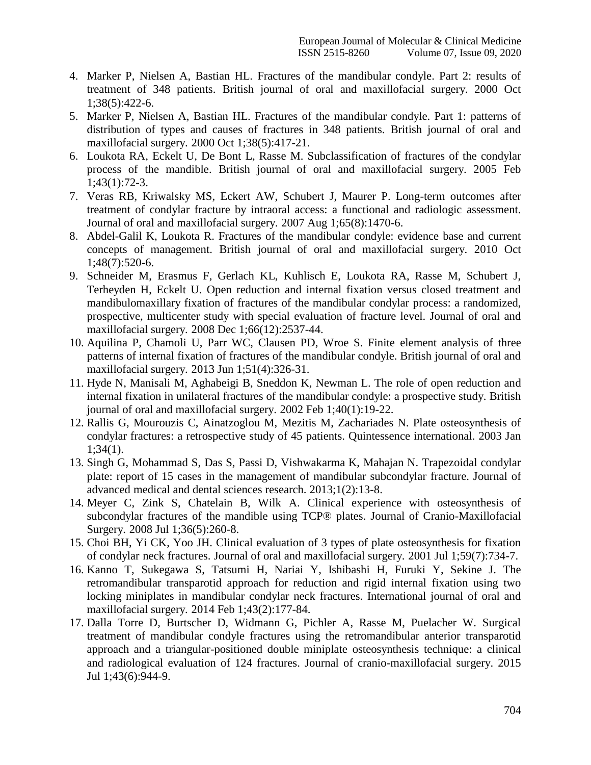4. Marker P, Nielsen A, Bastian HL. Fractures of the mandibular condyle. Part 2: results of treatment of 348 patients. British journal of oral and maxillofacial surgery. 2000 Oct 1;38(5):422-6.
5. Marker P, Nielsen A, Bastian HL. Fractures of the mandibular condyle. Part 1: patterns of distribution of types and causes of fractures in 348 patients. British journal of oral and maxillofacial surgery. 2000 Oct 1;38(5):417-21.
6. Loukota RA, Eckelt U, De Bont L, Rasse M. Subclassification of fractures of the condylar process of the mandible. British journal of oral and maxillofacial surgery. 2005 Feb 1;43(1):72-3.
7. Veras RB, Kriwalsky MS, Eckert AW, Schubert J, Maurer P. Long-term outcomes after treatment of condylar fracture by intraoral access: a functional and radiologic assessment. Journal of oral and maxillofacial surgery. 2007 Aug 1;65(8):1470-6.
8. Abdel-Galil K, Loukota R. Fractures of the mandibular condyle: evidence base and current concepts of management. British journal of oral and maxillofacial surgery. 2010 Oct 1;48(7):520-6.
9. Schneider M, Erasmus F, Gerlach KL, Kuhlisch E, Loukota RA, Rasse M, Schubert J, Terheyden H, Eckelt U. Open reduction and internal fixation versus closed treatment and mandibulomaxillary fixation of fractures of the mandibular condylar process: a randomized, prospective, multicenter study with special evaluation of fracture level. Journal of oral and maxillofacial surgery. 2008 Dec 1;66(12):2537-44.
10. Aquilina P, Chamoli U, Parr WC, Clausen PD, Wroe S. Finite element analysis of three patterns of internal fixation of fractures of the mandibular condyle. British journal of oral and maxillofacial surgery. 2013 Jun 1;51(4):326-31.
11. Hyde N, Manisali M, Aghabeigi B, Sneddon K, Newman L. The role of open reduction and internal fixation in unilateral fractures of the mandibular condyle: a prospective study. British journal of oral and maxillofacial surgery. 2002 Feb 1;40(1):19-22.
12. Rallis G, Mourouzis C, Ainatzoglou M, Mezitis M, Zachariades N. Plate osteosynthesis of condylar fractures: a retrospective study of 45 patients. Quintessence international. 2003 Jan 1;34(1).
13. Singh G, Mohammad S, Das S, Passi D, Vishwakarma K, Mahajan N. Trapezoidal condylar plate: report of 15 cases in the management of mandibular subcondylar fracture. Journal of advanced medical and dental sciences research. 2013;1(2):13-8.
14. Meyer C, Zink S, Chatelain B, Wilk A. Clinical experience with osteosynthesis of subcondylar fractures of the mandible using TCP® plates. Journal of Cranio-Maxillofacial Surgery. 2008 Jul 1;36(5):260-8.
15. Choi BH, Yi CK, Yoo JH. Clinical evaluation of 3 types of plate osteosynthesis for fixation of condylar neck fractures. Journal of oral and maxillofacial surgery. 2001 Jul 1;59(7):734-7.
16. Kanno T, Sukegawa S, Tatsumi H, Nariai Y, Ishibashi H, Furuki Y, Sekine J. The retromandibular transparotid approach for reduction and rigid internal fixation using two locking miniplates in mandibular condylar neck fractures. International journal of oral and maxillofacial surgery. 2014 Feb 1;43(2):177-84.
17. Dalla Torre D, Burtscher D, Widmann G, Pichler A, Rasse M, Puelacher W. Surgical treatment of mandibular condyle fractures using the retromandibular anterior transparotid approach and a triangular-positioned double miniplate osteosynthesis technique: a clinical and radiological evaluation of 124 fractures. Journal of cranio-maxillofacial surgery. 2015 Jul 1;43(6):944-9.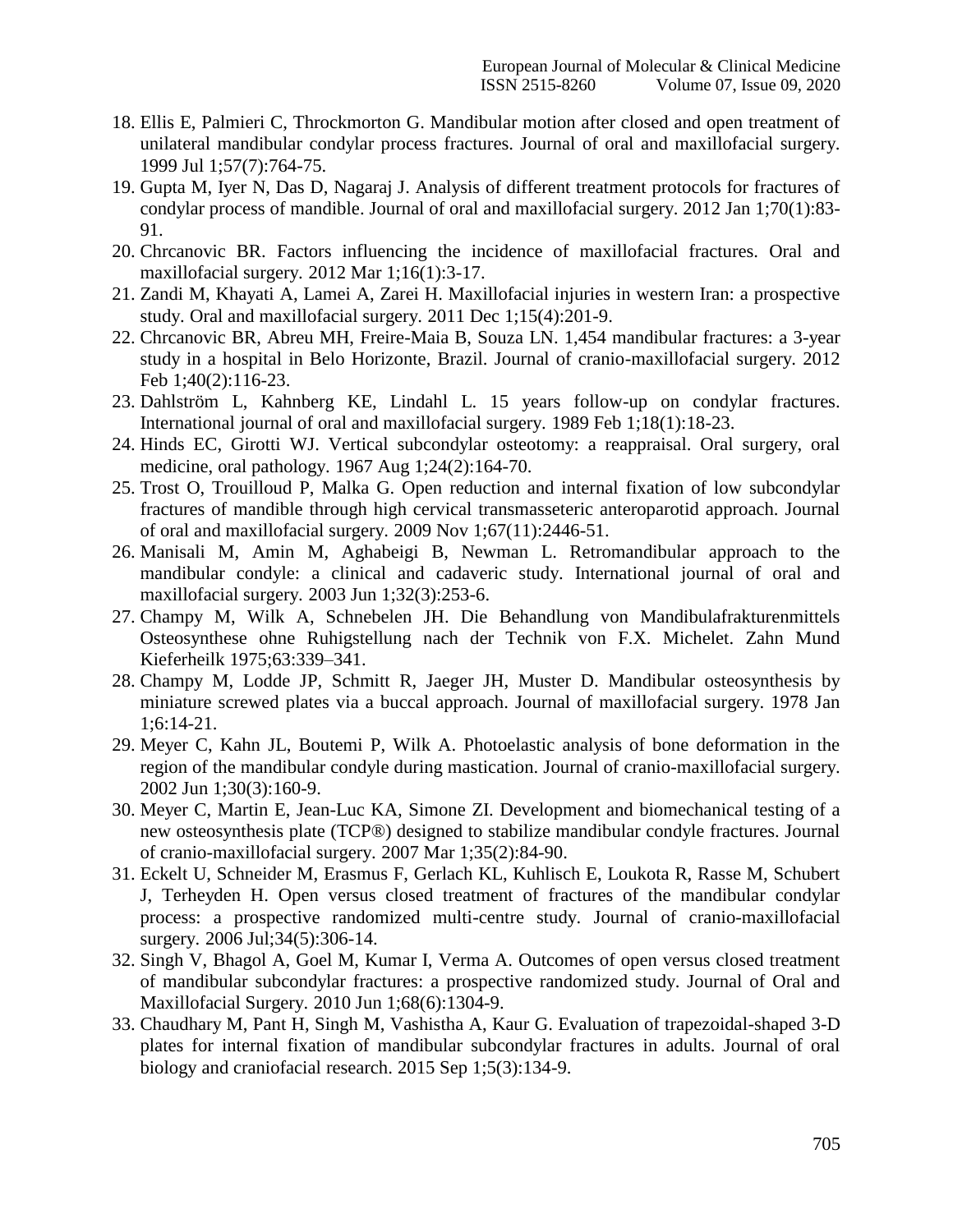18. Ellis E, Palmieri C, Throckmorton G. Mandibular motion after closed and open treatment of unilateral mandibular condylar process fractures. Journal of oral and maxillofacial surgery. 1999 Jul 1;57(7):764-75.
19. Gupta M, Iyer N, Das D, Nagaraj J. Analysis of different treatment protocols for fractures of condylar process of mandible. Journal of oral and maxillofacial surgery. 2012 Jan 1;70(1):83-91.
20. Chrcanovic BR. Factors influencing the incidence of maxillofacial fractures. Oral and maxillofacial surgery. 2012 Mar 1;16(1):3-17.
21. Zandi M, Khayati A, Lamei A, Zarei H. Maxillofacial injuries in western Iran: a prospective study. Oral and maxillofacial surgery. 2011 Dec 1;15(4):201-9.
22. Chrcanovic BR, Abreu MH, Freire-Maia B, Souza LN. 1,454 mandibular fractures: a 3-year study in a hospital in Belo Horizonte, Brazil. Journal of cranio-maxillofacial surgery. 2012 Feb 1;40(2):116-23.
23. Dahlström L, Kahnberg KE, Lindahl L. 15 years follow-up on condylar fractures. International journal of oral and maxillofacial surgery. 1989 Feb 1;18(1):18-23.
24. Hinds EC, Girotti WJ. Vertical subcondylar osteotomy: a reappraisal. Oral surgery, oral medicine, oral pathology. 1967 Aug 1;24(2):164-70.
25. Trost O, Trouilloud P, Malka G. Open reduction and internal fixation of low subcondylar fractures of mandible through high cervical transmasseteric anteroparotid approach. Journal of oral and maxillofacial surgery. 2009 Nov 1;67(11):2446-51.
26. Manisali M, Amin M, Aghabeigi B, Newman L. Retromandibular approach to the mandibular condyle: a clinical and cadaveric study. International journal of oral and maxillofacial surgery. 2003 Jun 1;32(3):253-6.
27. Champy M, Wilk A, Schnebelen JH. Die Behandlung von Mandibulafrakturenmittels Osteosynthese ohne Ruhigstellung nach der Technik von F.X. Michelet. Zahn Mund Kieferheilk 1975;63:339–341.
28. Champy M, Lodde JP, Schmitt R, Jaeger JH, Muster D. Mandibular osteosynthesis by miniature screwed plates via a buccal approach. Journal of maxillofacial surgery. 1978 Jan 1;6:14-21.
29. Meyer C, Kahn JL, Boutemi P, Wilk A. Photoelastic analysis of bone deformation in the region of the mandibular condyle during mastication. Journal of cranio-maxillofacial surgery. 2002 Jun 1;30(3):160-9.
30. Meyer C, Martin E, Jean-Luc KA, Simone ZI. Development and biomechanical testing of a new osteosynthesis plate (TCP®) designed to stabilize mandibular condyle fractures. Journal of cranio-maxillofacial surgery. 2007 Mar 1;35(2):84-90.
31. Eckelt U, Schneider M, Erasmus F, Gerlach KL, Kuhlisch E, Loukota R, Rasse M, Schubert J, Terheyden H. Open versus closed treatment of fractures of the mandibular condylar process: a prospective randomized multi-centre study. Journal of cranio-maxillofacial surgery. 2006 Jul;34(5):306-14.
32. Singh V, Bhagol A, Goel M, Kumar I, Verma A. Outcomes of open versus closed treatment of mandibular subcondylar fractures: a prospective randomized study. Journal of Oral and Maxillofacial Surgery. 2010 Jun 1;68(6):1304-9.
33. Chaudhary M, Pant H, Singh M, Vashistha A, Kaur G. Evaluation of trapezoidal-shaped 3-D plates for internal fixation of mandibular subcondylar fractures in adults. Journal of oral biology and craniofacial research. 2015 Sep 1;5(3):134-9.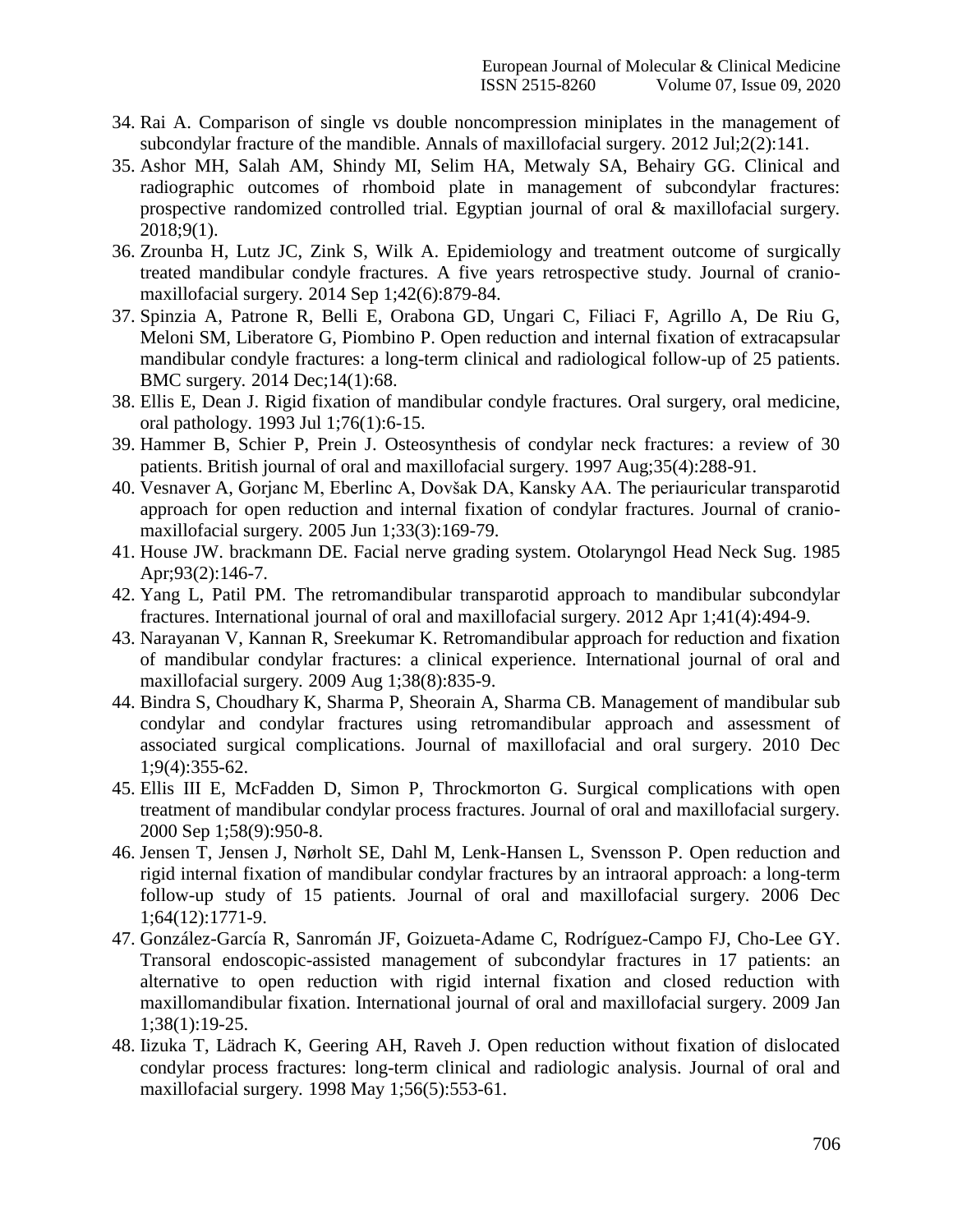34. Rai A. Comparison of single vs double noncompression miniplates in the management of subcondylar fracture of the mandible. Annals of maxillofacial surgery. 2012 Jul;2(2):141.
35. Ashor MH, Salah AM, Shindy MI, Selim HA, Metwaly SA, Behairy GG. Clinical and radiographic outcomes of rhomboid plate in management of subcondylar fractures: prospective randomized controlled trial. Egyptian journal of oral & maxillofacial surgery. 2018;9(1).
36. Zrounba H, Lutz JC, Zink S, Wilk A. Epidemiology and treatment outcome of surgically treated mandibular condyle fractures. A five years retrospective study. Journal of cranio-maxillofacial surgery. 2014 Sep 1;42(6):879-84.
37. Spinzia A, Patrone R, Belli E, Orabona GD, Ungari C, Filiaci F, Agrillo A, De Riu G, Meloni SM, Liberatore G, Piombino P. Open reduction and internal fixation of extracapsular mandibular condyle fractures: a long-term clinical and radiological follow-up of 25 patients. BMC surgery. 2014 Dec;14(1):68.
38. Ellis E, Dean J. Rigid fixation of mandibular condyle fractures. Oral surgery, oral medicine, oral pathology. 1993 Jul 1;76(1):6-15.
39. Hammer B, Schier P, Prein J. Osteosynthesis of condylar neck fractures: a review of 30 patients. British journal of oral and maxillofacial surgery. 1997 Aug;35(4):288-91.
40. Vesnaver A, Gorjanc M, Eberlinc A, Dovšak DA, Kansky AA. The periauricular transparotid approach for open reduction and internal fixation of condylar fractures. Journal of cranio-maxillofacial surgery. 2005 Jun 1;33(3):169-79.
41. House JW. brackmann DE. Facial nerve grading system. Otolaryngol Head Neck Sug. 1985 Apr;93(2):146-7.
42. Yang L, Patil PM. The retromandibular transparotid approach to mandibular subcondylar fractures. International journal of oral and maxillofacial surgery. 2012 Apr 1;41(4):494-9.
43. Narayanan V, Kannan R, Sreekumar K. Retromandibular approach for reduction and fixation of mandibular condylar fractures: a clinical experience. International journal of oral and maxillofacial surgery. 2009 Aug 1;38(8):835-9.
44. Bindra S, Choudhary K, Sharma P, Sheorain A, Sharma CB. Management of mandibular sub condylar and condylar fractures using retromandibular approach and assessment of associated surgical complications. Journal of maxillofacial and oral surgery. 2010 Dec 1;9(4):355-62.
45. Ellis III E, McFadden D, Simon P, Throckmorton G. Surgical complications with open treatment of mandibular condylar process fractures. Journal of oral and maxillofacial surgery. 2000 Sep 1;58(9):950-8.
46. Jensen T, Jensen J, Nørholt SE, Dahl M, Lenk-Hansen L, Svensson P. Open reduction and rigid internal fixation of mandibular condylar fractures by an intraoral approach: a long-term follow-up study of 15 patients. Journal of oral and maxillofacial surgery. 2006 Dec 1;64(12):1771-9.
47. González-García R, Sanromán JF, Goizueta-Adame C, Rodríguez-Campo FJ, Cho-Lee GY. Transoral endoscopic-assisted management of subcondylar fractures in 17 patients: an alternative to open reduction with rigid internal fixation and closed reduction with maxillomandibular fixation. International journal of oral and maxillofacial surgery. 2009 Jan 1;38(1):19-25.
48. Iizuka T, Lädrach K, Geering AH, Raveh J. Open reduction without fixation of dislocated condylar process fractures: long-term clinical and radiologic analysis. Journal of oral and maxillofacial surgery. 1998 May 1;56(5):553-61.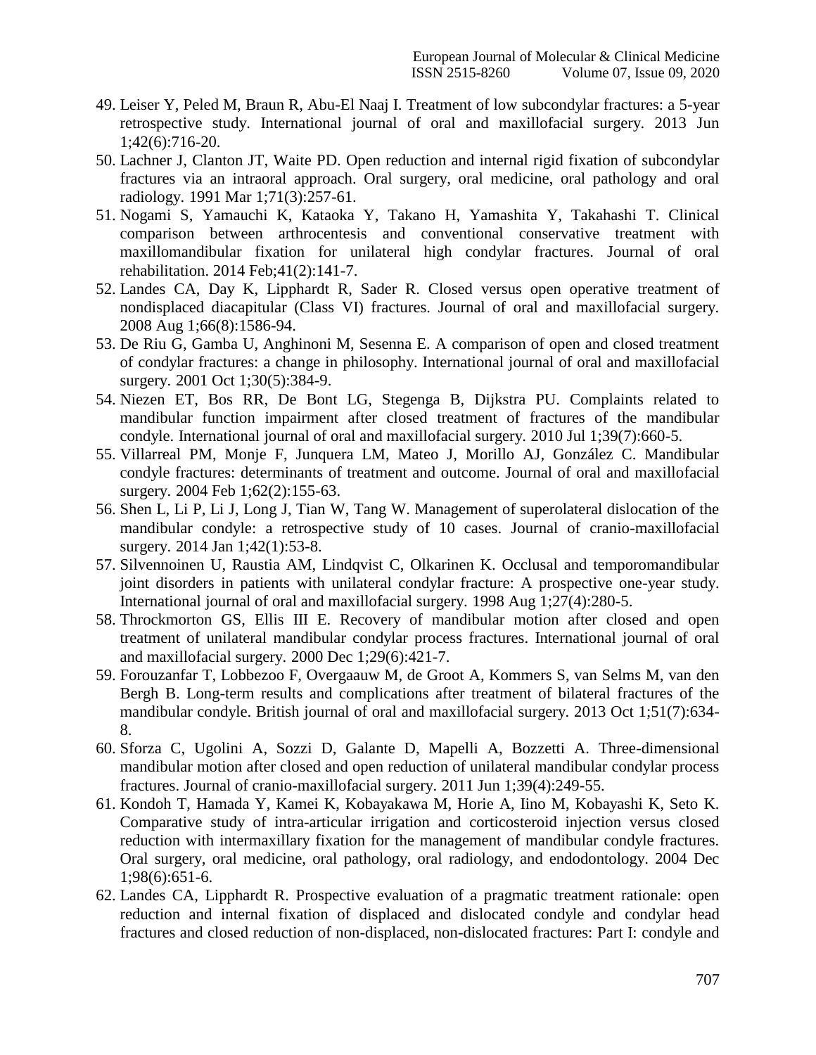49. Leiser Y, Peled M, Braun R, Abu-El Naaj I. Treatment of low subcondylar fractures: a 5-year retrospective study. International journal of oral and maxillofacial surgery. 2013 Jun 1;42(6):716-20.
50. Lachner J, Clanton JT, Waite PD. Open reduction and internal rigid fixation of subcondylar fractures via an intraoral approach. Oral surgery, oral medicine, oral pathology and oral radiology. 1991 Mar 1;71(3):257-61.
51. Nogami S, Yamauchi K, Kataoka Y, Takano H, Yamashita Y, Takahashi T. Clinical comparison between arthrocentesis and conventional conservative treatment with maxillomandibular fixation for unilateral high condylar fractures. Journal of oral rehabilitation. 2014 Feb;41(2):141-7.
52. Landes CA, Day K, Lipphardt R, Sader R. Closed versus open operative treatment of nondisplaced diacapitular (Class VI) fractures. Journal of oral and maxillofacial surgery. 2008 Aug 1;66(8):1586-94.
53. De Riu G, Gamba U, Anghinoni M, Sesenna E. A comparison of open and closed treatment of condylar fractures: a change in philosophy. International journal of oral and maxillofacial surgery. 2001 Oct 1;30(5):384-9.
54. Niezen ET, Bos RR, De Bont LG, Stegenga B, Dijkstra PU. Complaints related to mandibular function impairment after closed treatment of fractures of the mandibular condyle. International journal of oral and maxillofacial surgery. 2010 Jul 1;39(7):660-5.
55. Villarreal PM, Monje F, Junquera LM, Mateo J, Morillo AJ, González C. Mandibular condyle fractures: determinants of treatment and outcome. Journal of oral and maxillofacial surgery. 2004 Feb 1;62(2):155-63.
56. Shen L, Li P, Li J, Long J, Tian W, Tang W. Management of superolateral dislocation of the mandibular condyle: a retrospective study of 10 cases. Journal of cranio-maxillofacial surgery. 2014 Jan 1;42(1):53-8.
57. Silvennoinen U, Raustia AM, Lindqvist C, Olkarinen K. Occlusal and temporomandibular joint disorders in patients with unilateral condylar fracture: A prospective one-year study. International journal of oral and maxillofacial surgery. 1998 Aug 1;27(4):280-5.
58. Throckmorton GS, Ellis III E. Recovery of mandibular motion after closed and open treatment of unilateral mandibular condylar process fractures. International journal of oral and maxillofacial surgery. 2000 Dec 1;29(6):421-7.
59. Forouzanfar T, Lobbezoo F, Overgaauw M, de Groot A, Kommers S, van Selms M, van den Bergh B. Long-term results and complications after treatment of bilateral fractures of the mandibular condyle. British journal of oral and maxillofacial surgery. 2013 Oct 1;51(7):634-8.
60. Sforza C, Ugolini A, Sozzi D, Galante D, Mapelli A, Bozzetti A. Three-dimensional mandibular motion after closed and open reduction of unilateral mandibular condylar process fractures. Journal of cranio-maxillofacial surgery. 2011 Jun 1;39(4):249-55.
61. Kondoh T, Hamada Y, Kamei K, Kobayakawa M, Horie A, Iino M, Kobayashi K, Seto K. Comparative study of intra-articular irrigation and corticosteroid injection versus closed reduction with intermaxillary fixation for the management of mandibular condyle fractures. Oral surgery, oral medicine, oral pathology, oral radiology, and endodontology. 2004 Dec 1;98(6):651-6.
62. Landes CA, Lipphardt R. Prospective evaluation of a pragmatic treatment rationale: open reduction and internal fixation of displaced and dislocated condyle and condylar head fractures and closed reduction of non-displaced, non-dislocated fractures: Part I: condyle and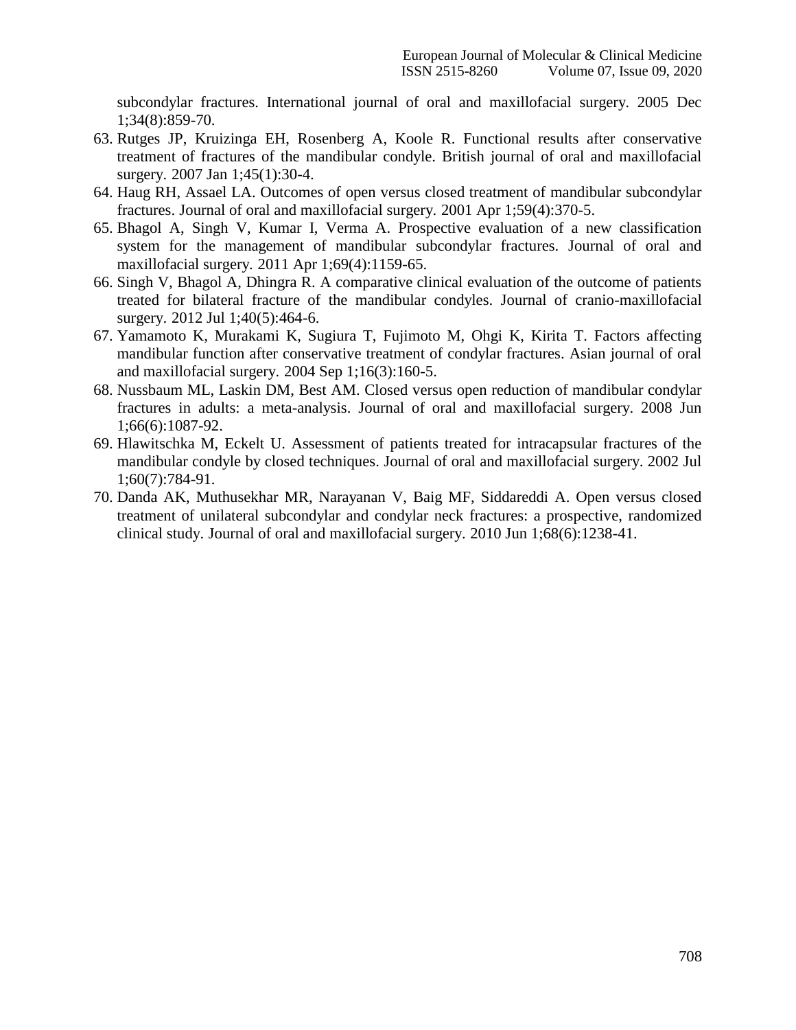subcondylar fractures. International journal of oral and maxillofacial surgery. 2005 Dec 1;34(8):859-70.

63. Rutges JP, Kruizinga EH, Rosenberg A, Koole R. Functional results after conservative treatment of fractures of the mandibular condyle. British journal of oral and maxillofacial surgery. 2007 Jan 1;45(1):30-4.
64. Haug RH, Assael LA. Outcomes of open versus closed treatment of mandibular subcondylar fractures. Journal of oral and maxillofacial surgery. 2001 Apr 1;59(4):370-5.
65. Bhagol A, Singh V, Kumar I, Verma A. Prospective evaluation of a new classification system for the management of mandibular subcondylar fractures. Journal of oral and maxillofacial surgery. 2011 Apr 1;69(4):1159-65.
66. Singh V, Bhagol A, Dhingra R. A comparative clinical evaluation of the outcome of patients treated for bilateral fracture of the mandibular condyles. Journal of cranio-maxillofacial surgery. 2012 Jul 1;40(5):464-6.
67. Yamamoto K, Murakami K, Sugiura T, Fujimoto M, Ohgi K, Kirita T. Factors affecting mandibular function after conservative treatment of condylar fractures. Asian journal of oral and maxillofacial surgery. 2004 Sep 1;16(3):160-5.
68. Nussbaum ML, Laskin DM, Best AM. Closed versus open reduction of mandibular condylar fractures in adults: a meta-analysis. Journal of oral and maxillofacial surgery. 2008 Jun 1;66(6):1087-92.
69. Hlawitschka M, Eckelt U. Assessment of patients treated for intracapsular fractures of the mandibular condyle by closed techniques. Journal of oral and maxillofacial surgery. 2002 Jul 1;60(7):784-91.
70. Danda AK, Muthusekhar MR, Narayanan V, Baig MF, Siddareddi A. Open versus closed treatment of unilateral subcondylar and condylar neck fractures: a prospective, randomized clinical study. Journal of oral and maxillofacial surgery. 2010 Jun 1;68(6):1238-41.